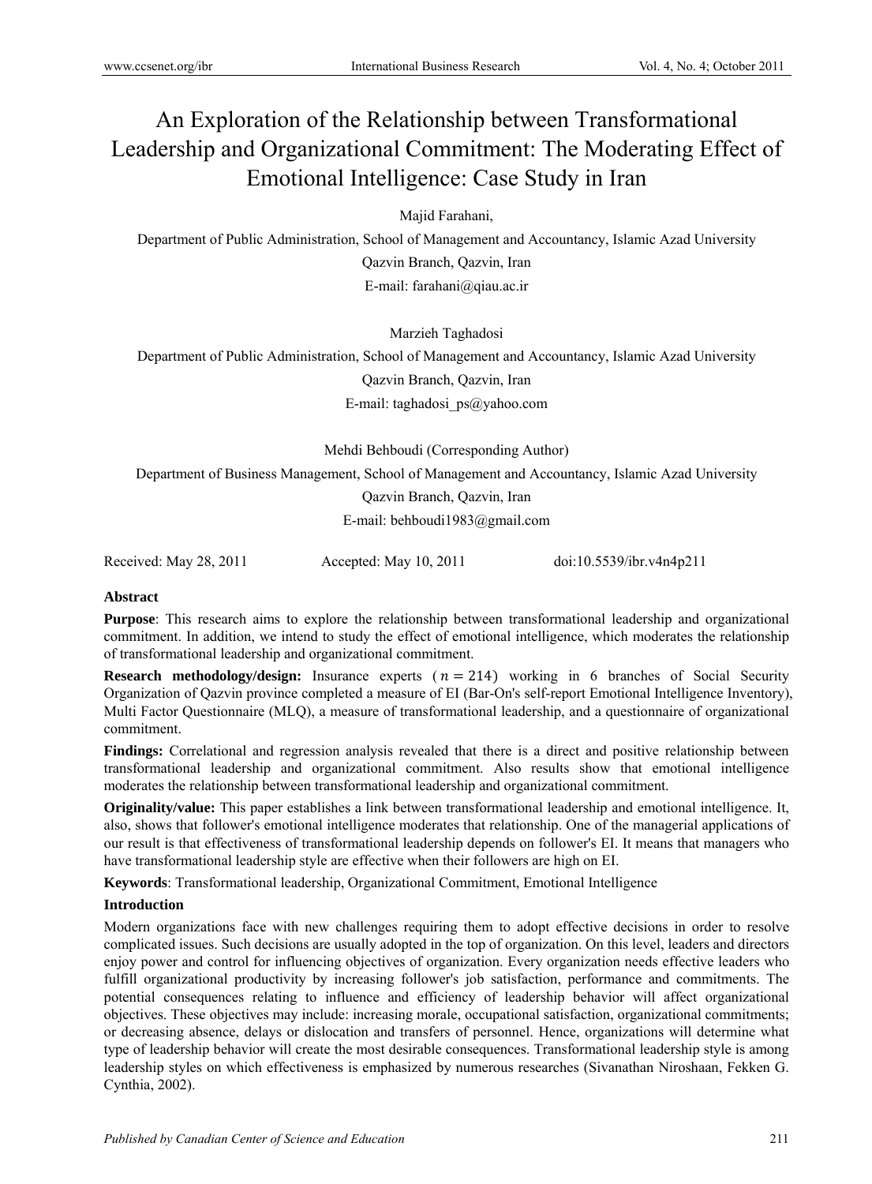# An Exploration of the Relationship between Transformational Leadership and Organizational Commitment: The Moderating Effect of Emotional Intelligence: Case Study in Iran

Majid Farahani,

Department of Public Administration, School of Management and Accountancy, Islamic Azad University

Qazvin Branch, Qazvin, Iran

E-mail: farahani@qiau.ac.ir

Marzieh Taghadosi

Department of Public Administration, School of Management and Accountancy, Islamic Azad University

Qazvin Branch, Qazvin, Iran

E-mail: taghadosi_ps@yahoo.com

Mehdi Behboudi (Corresponding Author)

Department of Business Management, School of Management and Accountancy, Islamic Azad University

Qazvin Branch, Qazvin, Iran

E-mail: behboudi1983@gmail.com

Received: May 28, 2011 Accepted: May 10, 2011 doi:10.5539/ibr.v4n4p211

## Abstract

**Purpose**: This research aims to explore the relationship between transformational leadership and organizational commitment. In addition, we intend to study the effect of emotional intelligence, which moderates the relationship of transformational leadership and organizational commitment.

**Research methodology/design:** Insurance experts ($n = 214$) working in 6 branches of Social Security Organization of Qazvin province completed a measure of EI (Bar-On's self-report Emotional Intelligence Inventory), Multi Factor Questionnaire (MLQ), a measure of transformational leadership, and a questionnaire of organizational commitment.

**Findings:** Correlational and regression analysis revealed that there is a direct and positive relationship between transformational leadership and organizational commitment. Also results show that emotional intelligence moderates the relationship between transformational leadership and organizational commitment.

**Originality/value:** This paper establishes a link between transformational leadership and emotional intelligence. It, also, shows that follower's emotional intelligence moderates that relationship. One of the managerial applications of our result is that effectiveness of transformational leadership depends on follower's EI. It means that managers who have transformational leadership style are effective when their followers are high on EI.

**Keywords**: Transformational leadership, Organizational Commitment, Emotional Intelligence

## Introduction

Modern organizations face with new challenges requiring them to adopt effective decisions in order to resolve complicated issues. Such decisions are usually adopted in the top of organization. On this level, leaders and directors enjoy power and control for influencing objectives of organization. Every organization needs effective leaders who fulfill organizational productivity by increasing follower's job satisfaction, performance and commitments. The potential consequences relating to influence and efficiency of leadership behavior will affect organizational objectives. These objectives may include: increasing morale, occupational satisfaction, organizational commitments; or decreasing absence, delays or dislocation and transfers of personnel. Hence, organizations will determine what type of leadership behavior will create the most desirable consequences. Transformational leadership style is among leadership styles on which effectiveness is emphasized by numerous researches (Sivanathan Niroshaan, Fekken G. Cynthia, 2002).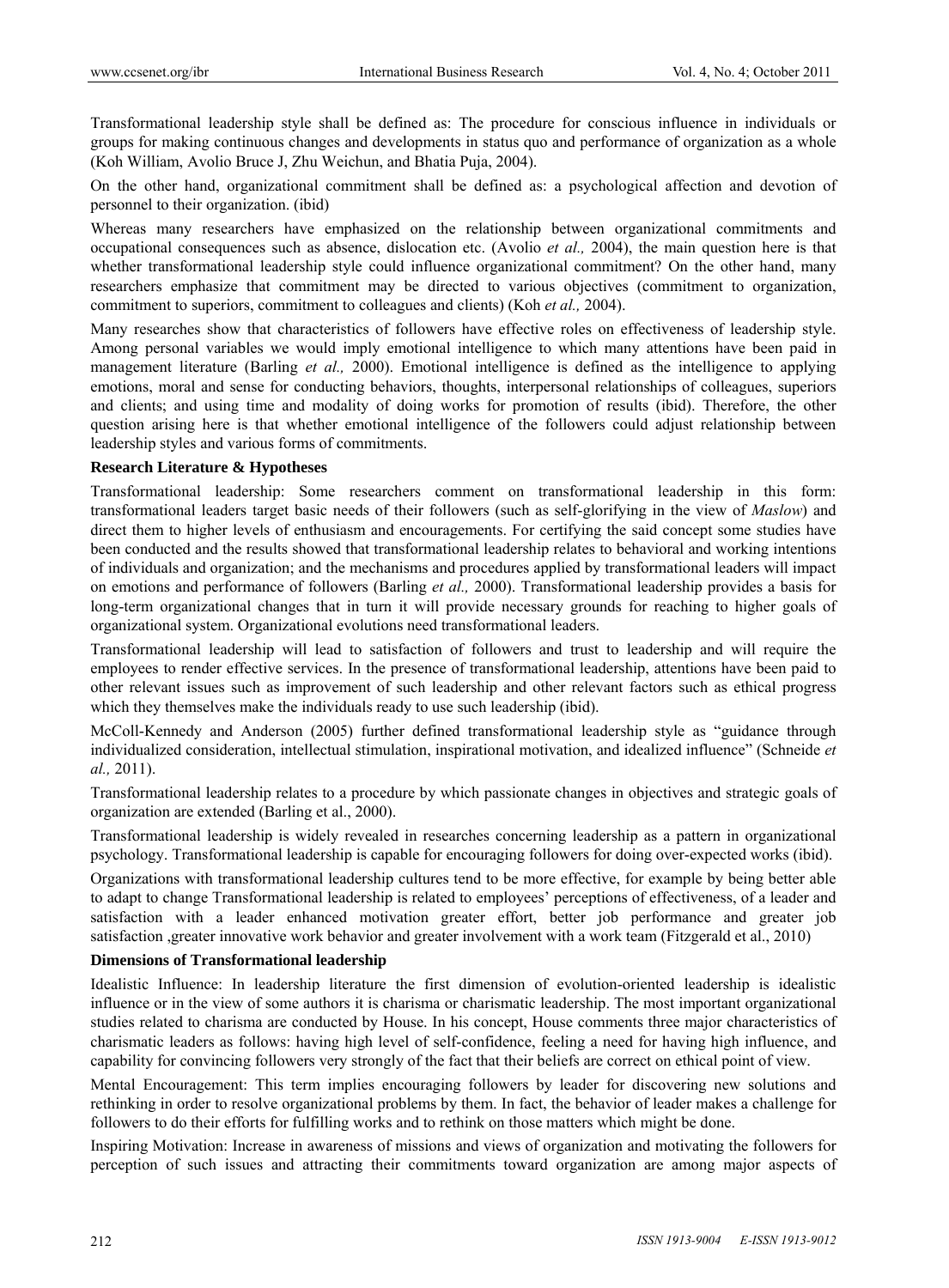Transformational leadership style shall be defined as: The procedure for conscious influence in individuals or groups for making continuous changes and developments in status quo and performance of organization as a whole (Koh William, Avolio Bruce J, Zhu Weichun, and Bhatia Puja, 2004).

On the other hand, organizational commitment shall be defined as: a psychological affection and devotion of personnel to their organization. (ibid)

Whereas many researchers have emphasized on the relationship between organizational commitments and occupational consequences such as absence, dislocation etc. (Avolio *et al.,* 2004), the main question here is that whether transformational leadership style could influence organizational commitment? On the other hand, many researchers emphasize that commitment may be directed to various objectives (commitment to organization, commitment to superiors, commitment to colleagues and clients) (Koh *et al.,* 2004).

Many researches show that characteristics of followers have effective roles on effectiveness of leadership style. Among personal variables we would imply emotional intelligence to which many attentions have been paid in management literature (Barling *et al.,* 2000). Emotional intelligence is defined as the intelligence to applying emotions, moral and sense for conducting behaviors, thoughts, interpersonal relationships of colleagues, superiors and clients; and using time and modality of doing works for promotion of results (ibid). Therefore, the other question arising here is that whether emotional intelligence of the followers could adjust relationship between leadership styles and various forms of commitments.

**Research Literature & Hypotheses**

Transformational leadership: Some researchers comment on transformational leadership in this form: transformational leaders target basic needs of their followers (such as self-glorifying in the view of *Maslow*) and direct them to higher levels of enthusiasm and encouragements. For certifying the said concept some studies have been conducted and the results showed that transformational leadership relates to behavioral and working intentions of individuals and organization; and the mechanisms and procedures applied by transformational leaders will impact on emotions and performance of followers (Barling *et al.,* 2000). Transformational leadership provides a basis for long-term organizational changes that in turn it will provide necessary grounds for reaching to higher goals of organizational system. Organizational evolutions need transformational leaders.

Transformational leadership will lead to satisfaction of followers and trust to leadership and will require the employees to render effective services. In the presence of transformational leadership, attentions have been paid to other relevant issues such as improvement of such leadership and other relevant factors such as ethical progress which they themselves make the individuals ready to use such leadership (ibid).

McColl-Kennedy and Anderson (2005) further defined transformational leadership style as "guidance through individualized consideration, intellectual stimulation, inspirational motivation, and idealized influence" (Schneide *et al.,* 2011).

Transformational leadership relates to a procedure by which passionate changes in objectives and strategic goals of organization are extended (Barling et al., 2000).

Transformational leadership is widely revealed in researches concerning leadership as a pattern in organizational psychology. Transformational leadership is capable for encouraging followers for doing over-expected works (ibid).

Organizations with transformational leadership cultures tend to be more effective, for example by being better able to adapt to change Transformational leadership is related to employees' perceptions of effectiveness, of a leader and satisfaction with a leader enhanced motivation greater effort, better job performance and greater job satisfaction ,greater innovative work behavior and greater involvement with a work team (Fitzgerald et al., 2010)

**Dimensions of Transformational leadership**

Idealistic Influence: In leadership literature the first dimension of evolution-oriented leadership is idealistic influence or in the view of some authors it is charisma or charismatic leadership. The most important organizational studies related to charisma are conducted by House. In his concept, House comments three major characteristics of charismatic leaders as follows: having high level of self-confidence, feeling a need for having high influence, and capability for convincing followers very strongly of the fact that their beliefs are correct on ethical point of view.

Mental Encouragement: This term implies encouraging followers by leader for discovering new solutions and rethinking in order to resolve organizational problems by them. In fact, the behavior of leader makes a challenge for followers to do their efforts for fulfilling works and to rethink on those matters which might be done.

Inspiring Motivation: Increase in awareness of missions and views of organization and motivating the followers for perception of such issues and attracting their commitments toward organization are among major aspects of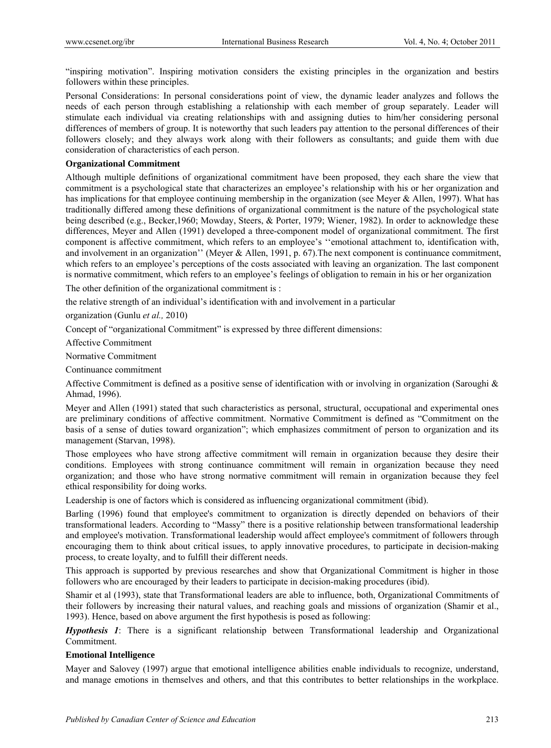"inspiring motivation". Inspiring motivation considers the existing principles in the organization and bestirs followers within these principles.

Personal Considerations: In personal considerations point of view, the dynamic leader analyzes and follows the needs of each person through establishing a relationship with each member of group separately. Leader will stimulate each individual via creating relationships with and assigning duties to him/her considering personal differences of members of group. It is noteworthy that such leaders pay attention to the personal differences of their followers closely; and they always work along with their followers as consultants; and guide them with due consideration of characteristics of each person.

**Organizational Commitment**

Although multiple definitions of organizational commitment have been proposed, they each share the view that commitment is a psychological state that characterizes an employee's relationship with his or her organization and has implications for that employee continuing membership in the organization (see Meyer & Allen, 1997). What has traditionally differed among these definitions of organizational commitment is the nature of the psychological state being described (e.g., Becker,1960; Mowday, Steers, & Porter, 1979; Wiener, 1982). In order to acknowledge these differences, Meyer and Allen (1991) developed a three-component model of organizational commitment. The first component is affective commitment, which refers to an employee's ''emotional attachment to, identification with, and involvement in an organization'' (Meyer & Allen, 1991, p. 67).The next component is continuance commitment, which refers to an employee's perceptions of the costs associated with leaving an organization. The last component is normative commitment, which refers to an employee's feelings of obligation to remain in his or her organization

The other definition of the organizational commitment is :

the relative strength of an individual's identification with and involvement in a particular

organization (Gunlu *et al.,* 2010)

Concept of "organizational Commitment" is expressed by three different dimensions:

Affective Commitment

Normative Commitment

Continuance commitment

Affective Commitment is defined as a positive sense of identification with or involving in organization (Saroughi & Ahmad, 1996).

Meyer and Allen (1991) stated that such characteristics as personal, structural, occupational and experimental ones are preliminary conditions of affective commitment. Normative Commitment is defined as "Commitment on the basis of a sense of duties toward organization"; which emphasizes commitment of person to organization and its management (Starvan, 1998).

Those employees who have strong affective commitment will remain in organization because they desire their conditions. Employees with strong continuance commitment will remain in organization because they need organization; and those who have strong normative commitment will remain in organization because they feel ethical responsibility for doing works.

Leadership is one of factors which is considered as influencing organizational commitment (ibid).

Barling (1996) found that employee's commitment to organization is directly depended on behaviors of their transformational leaders. According to "Massy" there is a positive relationship between transformational leadership and employee's motivation. Transformational leadership would affect employee's commitment of followers through encouraging them to think about critical issues, to apply innovative procedures, to participate in decision-making process, to create loyalty, and to fulfill their different needs.

This approach is supported by previous researches and show that Organizational Commitment is higher in those followers who are encouraged by their leaders to participate in decision-making procedures (ibid).

Shamir et al (1993), state that Transformational leaders are able to influence, both, Organizational Commitments of their followers by increasing their natural values, and reaching goals and missions of organization (Shamir et al., 1993). Hence, based on above argument the first hypothesis is posed as following:

***Hypothesis 1***: There is a significant relationship between Transformational leadership and Organizational Commitment.

**Emotional Intelligence**

Mayer and Salovey (1997) argue that emotional intelligence abilities enable individuals to recognize, understand, and manage emotions in themselves and others, and that this contributes to better relationships in the workplace.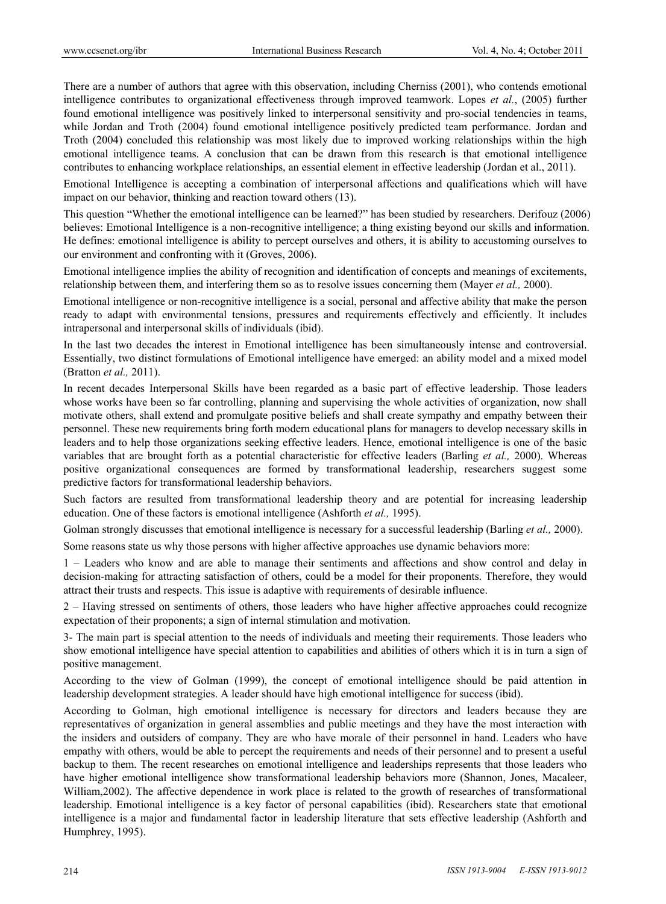There are a number of authors that agree with this observation, including Cherniss (2001), who contends emotional intelligence contributes to organizational effectiveness through improved teamwork. Lopes *et al.*, (2005) further found emotional intelligence was positively linked to interpersonal sensitivity and pro-social tendencies in teams, while Jordan and Troth (2004) found emotional intelligence positively predicted team performance. Jordan and Troth (2004) concluded this relationship was most likely due to improved working relationships within the high emotional intelligence teams. A conclusion that can be drawn from this research is that emotional intelligence contributes to enhancing workplace relationships, an essential element in effective leadership (Jordan et al., 2011).

Emotional Intelligence is accepting a combination of interpersonal affections and qualifications which will have impact on our behavior, thinking and reaction toward others (13).

This question "Whether the emotional intelligence can be learned?" has been studied by researchers. Derifouz (2006) believes: Emotional Intelligence is a non-recognitive intelligence; a thing existing beyond our skills and information. He defines: emotional intelligence is ability to percept ourselves and others, it is ability to accustoming ourselves to our environment and confronting with it (Groves, 2006).

Emotional intelligence implies the ability of recognition and identification of concepts and meanings of excitements, relationship between them, and interfering them so as to resolve issues concerning them (Mayer *et al.,* 2000).

Emotional intelligence or non-recognitive intelligence is a social, personal and affective ability that make the person ready to adapt with environmental tensions, pressures and requirements effectively and efficiently. It includes intrapersonal and interpersonal skills of individuals (ibid).

In the last two decades the interest in Emotional intelligence has been simultaneously intense and controversial. Essentially, two distinct formulations of Emotional intelligence have emerged: an ability model and a mixed model (Bratton *et al.,* 2011).

In recent decades Interpersonal Skills have been regarded as a basic part of effective leadership. Those leaders whose works have been so far controlling, planning and supervising the whole activities of organization, now shall motivate others, shall extend and promulgate positive beliefs and shall create sympathy and empathy between their personnel. These new requirements bring forth modern educational plans for managers to develop necessary skills in leaders and to help those organizations seeking effective leaders. Hence, emotional intelligence is one of the basic variables that are brought forth as a potential characteristic for effective leaders (Barling *et al.,* 2000). Whereas positive organizational consequences are formed by transformational leadership, researchers suggest some predictive factors for transformational leadership behaviors.

Such factors are resulted from transformational leadership theory and are potential for increasing leadership education. One of these factors is emotional intelligence (Ashforth *et al.,* 1995).

Golman strongly discusses that emotional intelligence is necessary for a successful leadership (Barling *et al.,* 2000).

Some reasons state us why those persons with higher affective approaches use dynamic behaviors more:

1 – Leaders who know and are able to manage their sentiments and affections and show control and delay in decision-making for attracting satisfaction of others, could be a model for their proponents. Therefore, they would attract their trusts and respects. This issue is adaptive with requirements of desirable influence.

2 – Having stressed on sentiments of others, those leaders who have higher affective approaches could recognize expectation of their proponents; a sign of internal stimulation and motivation.

3- The main part is special attention to the needs of individuals and meeting their requirements. Those leaders who show emotional intelligence have special attention to capabilities and abilities of others which it is in turn a sign of positive management.

According to the view of Golman (1999), the concept of emotional intelligence should be paid attention in leadership development strategies. A leader should have high emotional intelligence for success (ibid).

According to Golman, high emotional intelligence is necessary for directors and leaders because they are representatives of organization in general assemblies and public meetings and they have the most interaction with the insiders and outsiders of company. They are who have morale of their personnel in hand. Leaders who have empathy with others, would be able to percept the requirements and needs of their personnel and to present a useful backup to them. The recent researches on emotional intelligence and leaderships represents that those leaders who have higher emotional intelligence show transformational leadership behaviors more (Shannon, Jones, Macaleer, William,2002). The affective dependence in work place is related to the growth of researches of transformational leadership. Emotional intelligence is a key factor of personal capabilities (ibid). Researchers state that emotional intelligence is a major and fundamental factor in leadership literature that sets effective leadership (Ashforth and Humphrey, 1995).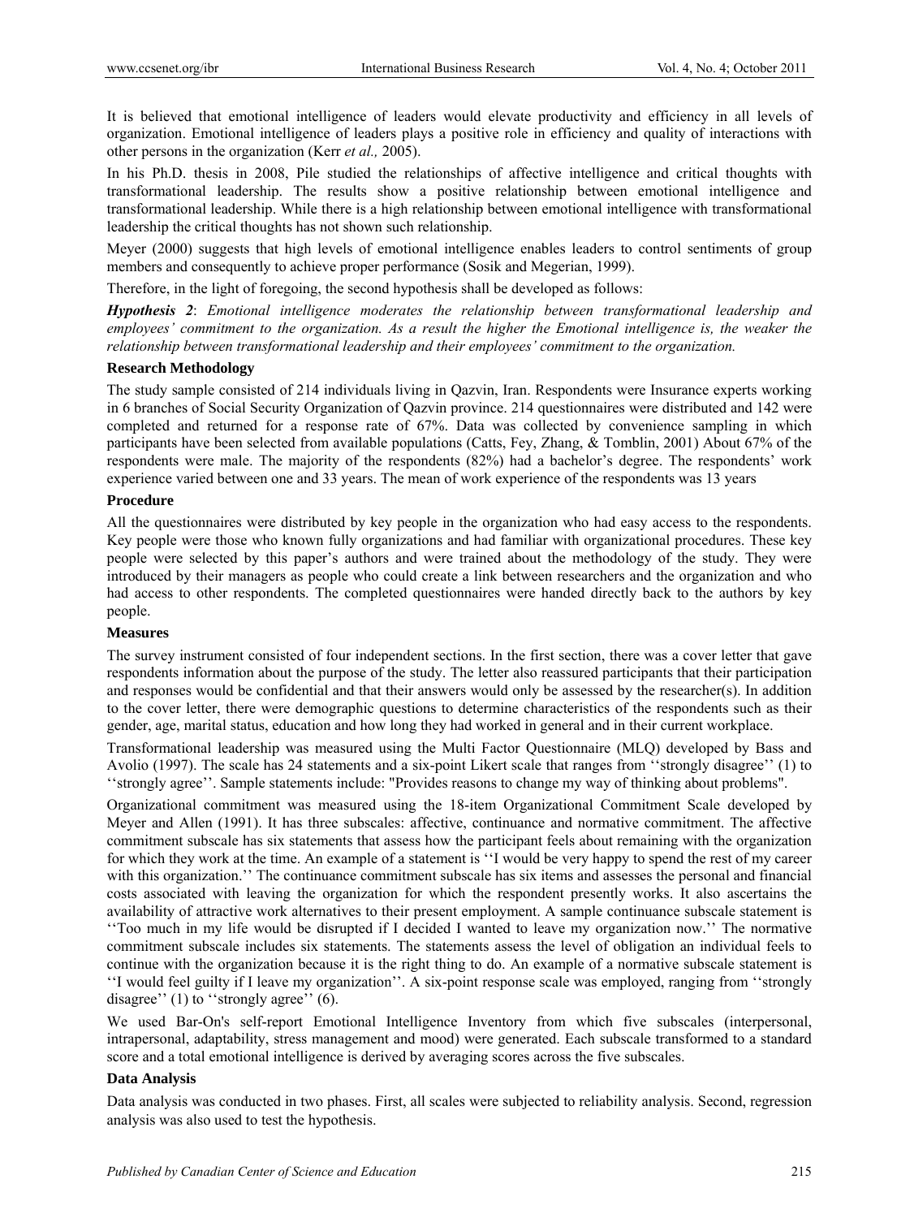It is believed that emotional intelligence of leaders would elevate productivity and efficiency in all levels of organization. Emotional intelligence of leaders plays a positive role in efficiency and quality of interactions with other persons in the organization (Kerr *et al.,* 2005).

In his Ph.D. thesis in 2008, Pile studied the relationships of affective intelligence and critical thoughts with transformational leadership. The results show a positive relationship between emotional intelligence and transformational leadership. While there is a high relationship between emotional intelligence with transformational leadership the critical thoughts has not shown such relationship.

Meyer (2000) suggests that high levels of emotional intelligence enables leaders to control sentiments of group members and consequently to achieve proper performance (Sosik and Megerian, 1999).

Therefore, in the light of foregoing, the second hypothesis shall be developed as follows:

***Hypothesis 2***: *Emotional intelligence moderates the relationship between transformational leadership and employees' commitment to the organization. As a result the higher the Emotional intelligence is, the weaker the relationship between transformational leadership and their employees' commitment to the organization.*

### Research Methodology

The study sample consisted of 214 individuals living in Qazvin, Iran. Respondents were Insurance experts working in 6 branches of Social Security Organization of Qazvin province. 214 questionnaires were distributed and 142 were completed and returned for a response rate of 67%. Data was collected by convenience sampling in which participants have been selected from available populations (Catts, Fey, Zhang, & Tomblin, 2001) About 67% of the respondents were male. The majority of the respondents (82%) had a bachelor's degree. The respondents' work experience varied between one and 33 years. The mean of work experience of the respondents was 13 years

### Procedure

All the questionnaires were distributed by key people in the organization who had easy access to the respondents. Key people were those who known fully organizations and had familiar with organizational procedures. These key people were selected by this paper's authors and were trained about the methodology of the study. They were introduced by their managers as people who could create a link between researchers and the organization and who had access to other respondents. The completed questionnaires were handed directly back to the authors by key people.

### Measures

The survey instrument consisted of four independent sections. In the first section, there was a cover letter that gave respondents information about the purpose of the study. The letter also reassured participants that their participation and responses would be confidential and that their answers would only be assessed by the researcher(s). In addition to the cover letter, there were demographic questions to determine characteristics of the respondents such as their gender, age, marital status, education and how long they had worked in general and in their current workplace.

Transformational leadership was measured using the Multi Factor Questionnaire (MLQ) developed by Bass and Avolio (1997). The scale has 24 statements and a six-point Likert scale that ranges from ''strongly disagree'' (1) to ''strongly agree''. Sample statements include: "Provides reasons to change my way of thinking about problems".

Organizational commitment was measured using the 18-item Organizational Commitment Scale developed by Meyer and Allen (1991). It has three subscales: affective, continuance and normative commitment. The affective commitment subscale has six statements that assess how the participant feels about remaining with the organization for which they work at the time. An example of a statement is ''I would be very happy to spend the rest of my career with this organization.'' The continuance commitment subscale has six items and assesses the personal and financial costs associated with leaving the organization for which the respondent presently works. It also ascertains the availability of attractive work alternatives to their present employment. A sample continuance subscale statement is ''Too much in my life would be disrupted if I decided I wanted to leave my organization now.'' The normative commitment subscale includes six statements. The statements assess the level of obligation an individual feels to continue with the organization because it is the right thing to do. An example of a normative subscale statement is ''I would feel guilty if I leave my organization''. A six-point response scale was employed, ranging from ''strongly disagree'' (1) to ''strongly agree'' (6).

We used Bar-On's self-report Emotional Intelligence Inventory from which five subscales (interpersonal, intrapersonal, adaptability, stress management and mood) were generated. Each subscale transformed to a standard score and a total emotional intelligence is derived by averaging scores across the five subscales.

### Data Analysis

Data analysis was conducted in two phases. First, all scales were subjected to reliability analysis. Second, regression analysis was also used to test the hypothesis.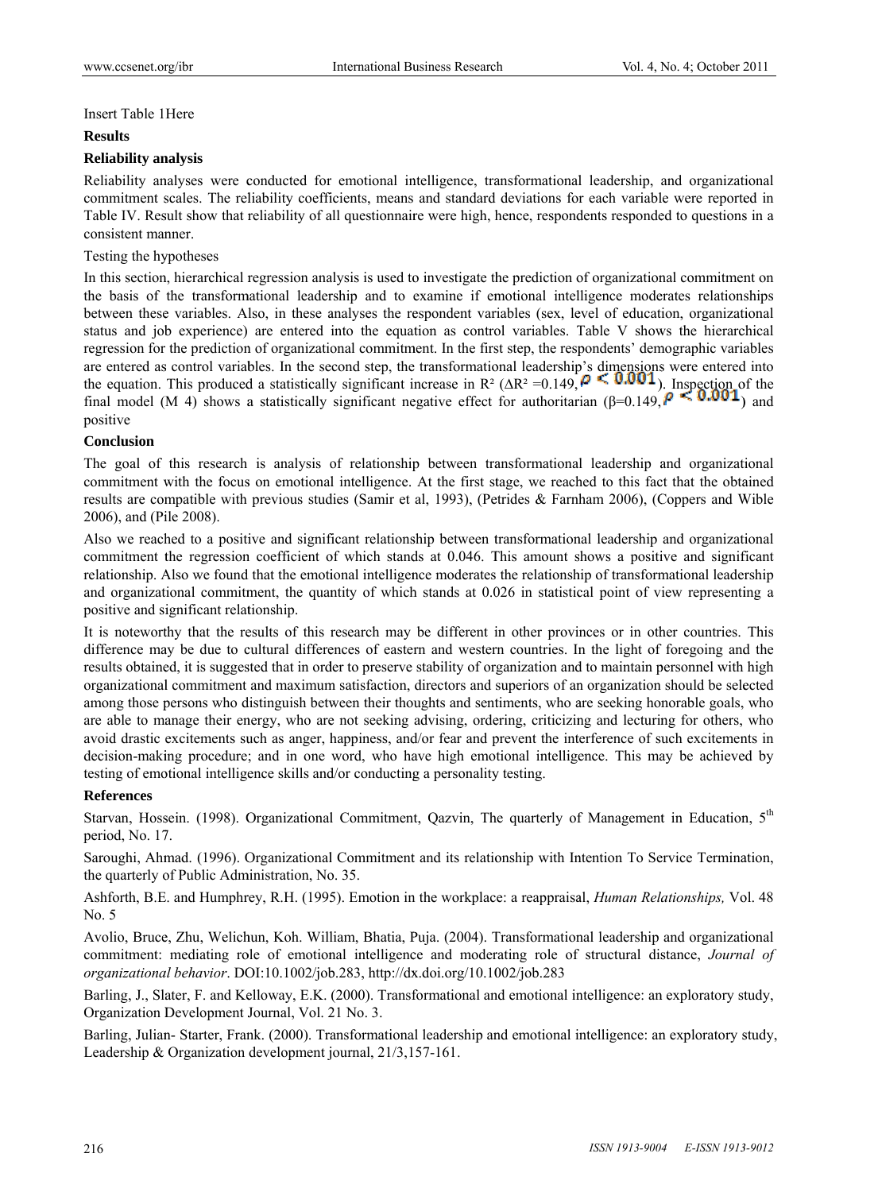Insert Table 1Here

**Results**

**Reliability analysis**

Reliability analyses were conducted for emotional intelligence, transformational leadership, and organizational commitment scales. The reliability coefficients, means and standard deviations for each variable were reported in Table IV. Result show that reliability of all questionnaire were high, hence, respondents responded to questions in a consistent manner.

Testing the hypotheses

In this section, hierarchical regression analysis is used to investigate the prediction of organizational commitment on the basis of the transformational leadership and to examine if emotional intelligence moderates relationships between these variables. Also, in these analyses the respondent variables (sex, level of education, organizational status and job experience) are entered into the equation as control variables. Table V shows the hierarchical regression for the prediction of organizational commitment. In the first step, the respondents' demographic variables are entered as control variables. In the second step, the transformational leadership's dimensions were entered into the equation. This produced a statistically significant increase in $R^2$ ($\Delta R^2 = 0.149$, $\rho < 0.001$). Inspection of the final model (M 4) shows a statistically significant negative effect for authoritarian ($\beta = 0.149$, $\rho < 0.001$) and positive

**Conclusion**

The goal of this research is analysis of relationship between transformational leadership and organizational commitment with the focus on emotional intelligence. At the first stage, we reached to this fact that the obtained results are compatible with previous studies (Samir et al, 1993), (Petrides & Farnham 2006), (Coppers and Wible 2006), and (Pile 2008).

Also we reached to a positive and significant relationship between transformational leadership and organizational commitment the regression coefficient of which stands at 0.046. This amount shows a positive and significant relationship. Also we found that the emotional intelligence moderates the relationship of transformational leadership and organizational commitment, the quantity of which stands at 0.026 in statistical point of view representing a positive and significant relationship.

It is noteworthy that the results of this research may be different in other provinces or in other countries. This difference may be due to cultural differences of eastern and western countries. In the light of foregoing and the results obtained, it is suggested that in order to preserve stability of organization and to maintain personnel with high organizational commitment and maximum satisfaction, directors and superiors of an organization should be selected among those persons who distinguish between their thoughts and sentiments, who are seeking honorable goals, who are able to manage their energy, who are not seeking advising, ordering, criticizing and lecturing for others, who avoid drastic excitements such as anger, happiness, and/or fear and prevent the interference of such excitements in decision-making procedure; and in one word, who have high emotional intelligence. This may be achieved by testing of emotional intelligence skills and/or conducting a personality testing.

**References**

Starvan, Hossein. (1998). Organizational Commitment, Qazvin, The quarterly of Management in Education, 5th period, No. 17.

Saroughi, Ahmad. (1996). Organizational Commitment and its relationship with Intention To Service Termination, the quarterly of Public Administration, No. 35.

Ashforth, B.E. and Humphrey, R.H. (1995). Emotion in the workplace: a reappraisal, *Human Relationships,* Vol. 48 No. 5

Avolio, Bruce, Zhu, Welichun, Koh. William, Bhatia, Puja. (2004). Transformational leadership and organizational commitment: mediating role of emotional intelligence and moderating role of structural distance, *Journal of organizational behavior*. DOI:10.1002/job.283, http://dx.doi.org/10.1002/job.283

Barling, J., Slater, F. and Kelloway, E.K. (2000). Transformational and emotional intelligence: an exploratory study, Organization Development Journal, Vol. 21 No. 3.

Barling, Julian- Starter, Frank. (2000). Transformational leadership and emotional intelligence: an exploratory study, Leadership & Organization development journal, 21/3,157-161.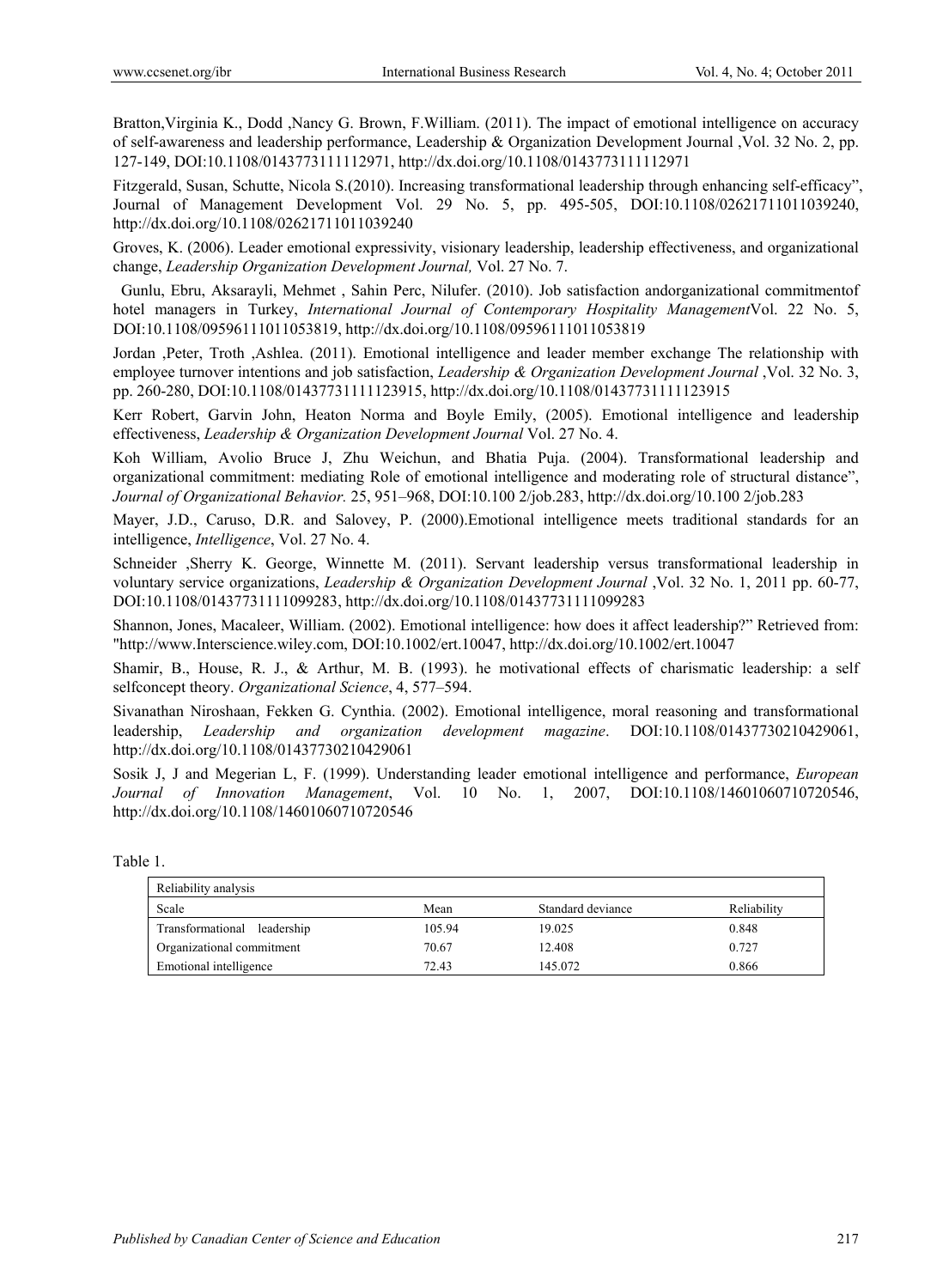Bratton,Virginia K., Dodd ,Nancy G. Brown, F.William. (2011). The impact of emotional intelligence on accuracy of self-awareness and leadership performance, Leadership & Organization Development Journal ,Vol. 32 No. 2, pp. 127-149, DOI:10.1108/0143773111112971, http://dx.doi.org/10.1108/0143773111112971

Fitzgerald, Susan, Schutte, Nicola S.(2010). Increasing transformational leadership through enhancing self-efficacy", Journal of Management Development Vol. 29 No. 5, pp. 495-505, DOI:10.1108/02621711011039240, http://dx.doi.org/10.1108/02621711011039240

Groves, K. (2006). Leader emotional expressivity, visionary leadership, leadership effectiveness, and organizational change, *Leadership Organization Development Journal,* Vol. 27 No. 7.

Gunlu, Ebru, Aksarayli, Mehmet , Sahin Perc, Nilufer. (2010). Job satisfaction andorganizational commitmentof hotel managers in Turkey, *International Journal of Contemporary Hospitality Management*Vol. 22 No. 5, DOI:10.1108/09596111011053819, http://dx.doi.org/10.1108/09596111011053819

Jordan ,Peter, Troth ,Ashlea. (2011). Emotional intelligence and leader member exchange The relationship with employee turnover intentions and job satisfaction, *Leadership & Organization Development Journal* ,Vol. 32 No. 3, pp. 260-280, DOI:10.1108/01437731111123915, http://dx.doi.org/10.1108/01437731111123915

Kerr Robert, Garvin John, Heaton Norma and Boyle Emily, (2005). Emotional intelligence and leadership effectiveness, *Leadership & Organization Development Journal* Vol. 27 No. 4.

Koh William, Avolio Bruce J, Zhu Weichun, and Bhatia Puja. (2004). Transformational leadership and organizational commitment: mediating Role of emotional intelligence and moderating role of structural distance", *Journal of Organizational Behavior.* 25, 951–968, DOI:10.100 2/job.283, http://dx.doi.org/10.100 2/job.283

Mayer, J.D., Caruso, D.R. and Salovey, P. (2000).Emotional intelligence meets traditional standards for an intelligence, *Intelligence*, Vol. 27 No. 4.

Schneider ,Sherry K. George, Winnette M. (2011). Servant leadership versus transformational leadership in voluntary service organizations, *Leadership & Organization Development Journal* ,Vol. 32 No. 1, 2011 pp. 60-77, DOI:10.1108/01437731111099283, http://dx.doi.org/10.1108/01437731111099283

Shannon, Jones, Macaleer, William. (2002). Emotional intelligence: how does it affect leadership?" Retrieved from: "http://www.Interscience.wiley.com, DOI:10.1002/ert.10047, http://dx.doi.org/10.1002/ert.10047

Shamir, B., House, R. J., & Arthur, M. B. (1993). he motivational effects of charismatic leadership: a self selfconcept theory. *Organizational Science*, 4, 577–594.

Sivanathan Niroshaan, Fekken G. Cynthia. (2002). Emotional intelligence, moral reasoning and transformational leadership, *Leadership and organization development magazine*. DOI:10.1108/01437730210429061, http://dx.doi.org/10.1108/01437730210429061

Sosik J, J and Megerian L, F. (1999). Understanding leader emotional intelligence and performance, *European Journal of Innovation Management*, Vol. 10 No. 1, 2007, DOI:10.1108/14601060710720546, http://dx.doi.org/10.1108/14601060710720546

Table 1.

| Reliability analysis | | | |
|---|---|---|---|
| Scale | Mean | Standard deviance | Reliability |
| Transformational leadership | 105.94 | 19.025 | 0.848 |
| Organizational commitment | 70.67 | 12.408 | 0.727 |
| Emotional intelligence | 72.43 | 145.072 | 0.866 |